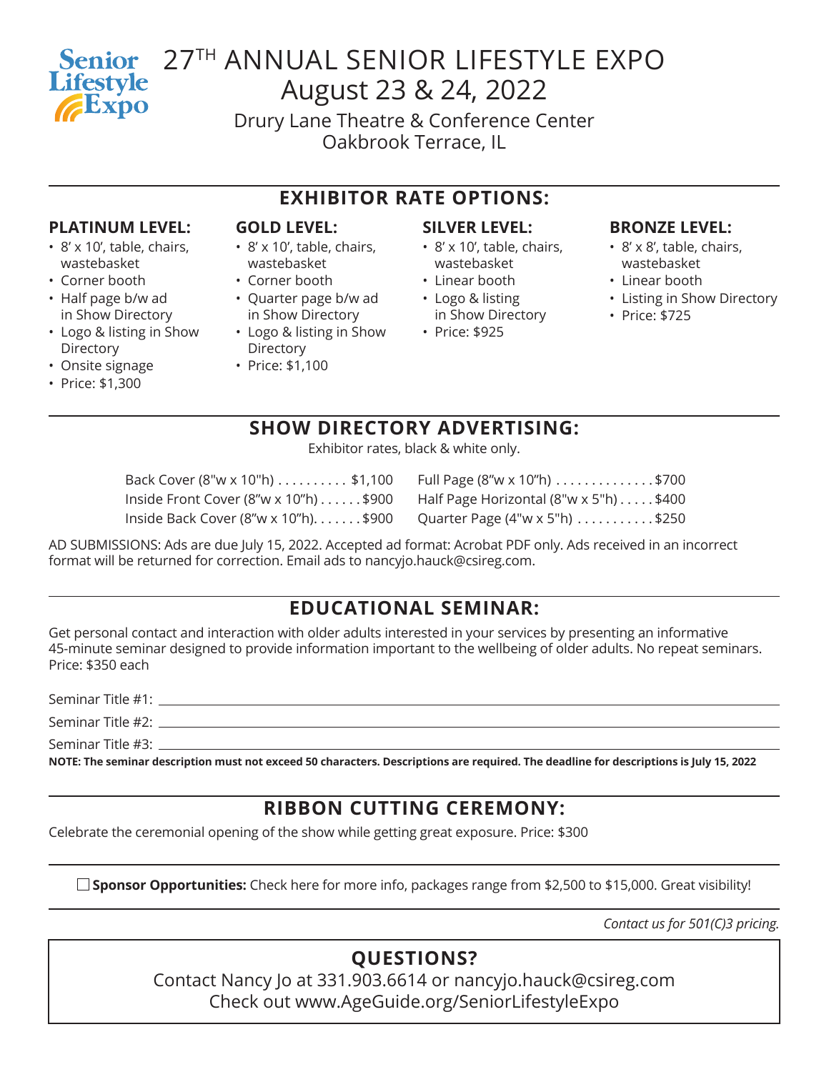Senior Lifestyle Expo

# 27TH ANNUAL SENIOR LIFESTYLE EXPO
# August 23 & 24, 2022

Drury Lane Theatre & Conference Center
Oakbrook Terrace, IL

## EXHIBITOR RATE OPTIONS:

### PLATINUM LEVEL:
- 8' x 10', table, chairs, wastebasket
- Corner booth
- Half page b/w ad in Show Directory
- Logo & listing in Show Directory
- Onsite signage
- Price: $1,300

### GOLD LEVEL:
- 8' x 10', table, chairs, wastebasket
- Corner booth
- Quarter page b/w ad in Show Directory
- Logo & listing in Show Directory
- Price: $1,100

### SILVER LEVEL:
- 8' x 10', table, chairs, wastebasket
- Linear booth
- Logo & listing in Show Directory
- Price: $925

### BRONZE LEVEL:
- 8' x 8', table, chairs, wastebasket
- Linear booth
- Listing in Show Directory
- Price: $725

## SHOW DIRECTORY ADVERTISING:

Exhibitor rates, black & white only.

Back Cover (8"w x 10"h) .......... $1,100
Inside Front Cover (8"w x 10"h) ...... $900
Inside Back Cover (8"w x 10"h)....... $900
Full Page (8"w x 10"h) .............. $700
Half Page Horizontal (8"w x 5"h) ..... $400
Quarter Page (4"w x 5"h) ........... $250

AD SUBMISSIONS: Ads are due July 15, 2022. Accepted ad format: Acrobat PDF only. Ads received in an incorrect format will be returned for correction. Email ads to nancyjo.hauck@csireg.com.

## EDUCATIONAL SEMINAR:

Get personal contact and interaction with older adults interested in your services by presenting an informative 45-minute seminar designed to provide information important to the wellbeing of older adults. No repeat seminars. Price: $350 each

Seminar Title #1: ______________________________

Seminar Title #2: ______________________________

Seminar Title #3: ______________________________

**NOTE: The seminar description must not exceed 50 characters. Descriptions are required. The deadline for descriptions is July 15, 2022**

## RIBBON CUTTING CEREMONY:

Celebrate the ceremonial opening of the show while getting great exposure. Price: $300

☐ **Sponsor Opportunities:** Check here for more info, packages range from $2,500 to $15,000. Great visibility!

*Contact us for 501(C)3 pricing.*

## QUESTIONS?

Contact Nancy Jo at 331.903.6614 or nancyjo.hauck@csireg.com
Check out www.AgeGuide.org/SeniorLifestyleExpo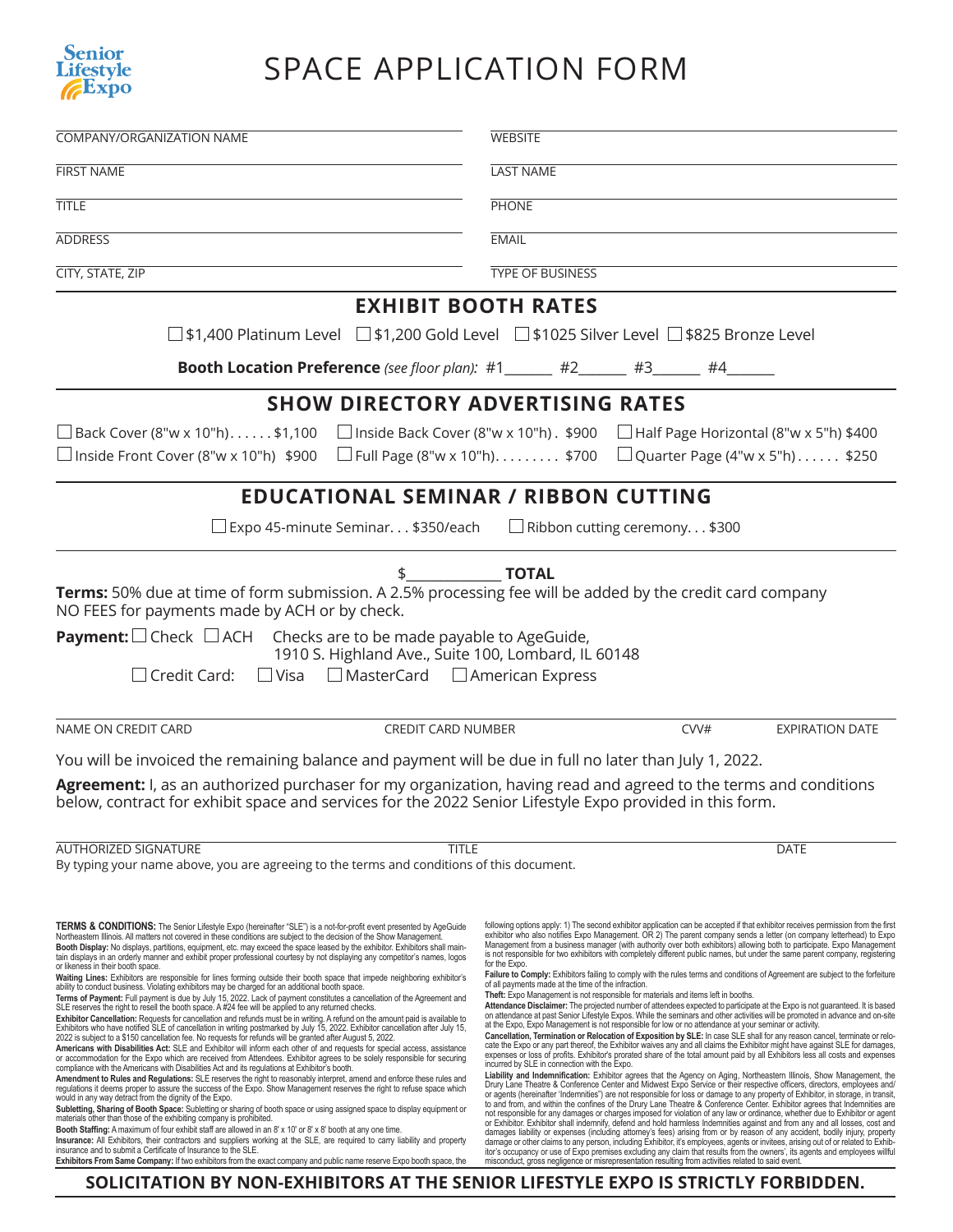Senior Lifestyle Expo

# SPACE APPLICATION FORM

| | |
|---|---|
| COMPANY/ORGANIZATION NAME | WEBSITE |
| FIRST NAME | LAST NAME |
| TITLE | PHONE |
| ADDRESS | EMAIL |
| CITY, STATE, ZIP | TYPE OF BUSINESS |

## EXHIBIT BOOTH RATES

☐ $1,400 Platinum Level ☐ $1,200 Gold Level ☐ $1025 Silver Level ☐ $825 Bronze Level

**Booth Location Preference** *(see floor plan):* #1______ #2______ #3______ #4______

## SHOW DIRECTORY ADVERTISING RATES

☐ Back Cover (8"w x 10"h). . . . . . $1,100 ☐ Inside Back Cover (8"w x 10"h) . $900 ☐ Half Page Horizontal (8"w x 5"h) $400

☐ Inside Front Cover (8"w x 10"h) $900 ☐ Full Page (8"w x 10"h). . . . . . . . . $700 ☐ Quarter Page (4"w x 5"h) . . . . . . $250

## EDUCATIONAL SEMINAR / RIBBON CUTTING

☐ Expo 45-minute Seminar. . . $350/each ☐ Ribbon cutting ceremony. . . $300

$____________ **TOTAL**

**Terms:** 50% due at time of form submission. A 2.5% processing fee will be added by the credit card company NO FEES for payments made by ACH or by check.

**Payment:** ☐ Check ☐ ACH Checks are to be made payable to AgeGuide, 1910 S. Highland Ave., Suite 100, Lombard, IL 60148

☐ Credit Card: ☐ Visa ☐ MasterCard ☐ American Express

| NAME ON CREDIT CARD | CREDIT CARD NUMBER | CVV# | EXPIRATION DATE |
|---|---|---|---|

You will be invoiced the remaining balance and payment will be due in full no later than July 1, 2022.

**Agreement:** I, as an authorized purchaser for my organization, having read and agreed to the terms and conditions below, contract for exhibit space and services for the 2022 Senior Lifestyle Expo provided in this form.

| AUTHORIZED SIGNATURE | TITLE | DATE |
|---|---|---|

By typing your name above, you are agreeing to the terms and conditions of this document.

**TERMS & CONDITIONS:** The Senior Lifestyle Expo (hereinafter "SLE") is a not-for-profit event presented by AgeGuide Northeastern Illinois. All matters not covered in these conditions are subject to the decision of the Show Management.

**Booth Display:** No displays, partitions, equipment, etc. may exceed the space leased by the exhibitor. Exhibitors shall maintain displays in an orderly manner and exhibit proper professional courtesy by not displaying any competitor's names, logos or likeness in their booth space.

**Waiting Lines:** Exhibitors are responsible for lines forming outside their booth space that impede neighboring exhibitor's ability to conduct business. Violating exhibitors may be charged for an additional booth space.

**Terms of Payment:** Full payment is due by July 15, 2022. Lack of payment constitutes a cancellation of the Agreement and SLE reserves the right to resell the booth space. A #24 fee will be applied to any returned checks.

**Exhibitor Cancellation:** Requests for cancellation and refunds must be in writing. A refund on the amount paid is available to Exhibitors who have notified SLE of cancellation in writing postmarked by July 15, 2022. Exhibitor cancellation after July 15, 2022 is subject to a $150 cancellation fee. No requests for refunds will be granted after August 5, 2022.

**Americans with Disabilities Act:** SLE and Exhibitor will inform each other of and requests for special access, assistance or accommodation for the Expo which are received from Attendees. Exhibitor agrees to be solely responsible for securing compliance with the Americans with Disabilities Act and its regulations at Exhibitor's booth.

**Amendment to Rules and Regulations:** SLE reserves the right to reasonably interpret, amend and enforce these rules and regulations it deems proper to assure the success of the Expo. Show Management reserves the right to refuse space which would in any way detract from the dignity of the Expo.

**Subletting, Sharing of Booth Space:** Subletting or sharing of booth space or using assigned space to display equipment or materials other than those of the exhibiting company is prohibited.

**Booth Staffing:** A maximum of four exhibit staff are allowed in an 8' x 10' or 8' x 8' booth at any one time.

**Insurance:** All Exhibitors, their contractors and suppliers working at the SLE, are required to carry liability and property insurance and to submit a Certificate of Insurance to the SLE.

**Exhibitors From Same Company:** If two exhibitors from the exact company and public name reserve Expo booth space, the following options apply: 1) The second exhibitor application can be accepted if that exhibitor receives permission from the first exhibitor who also notifies Expo Management. OR 2) The parent company sends a letter (on company letterhead) to Expo Management from a business manager (with authority over both exhibitors) allowing both to participate. Expo Management is not responsible for two exhibitors with completely different public names, but under the same parent company, registering for the Expo.

**Failure to Comply:** Exhibitors failing to comply with the rules terms and conditions of Agreement are subject to the forfeiture of all payments made at the time of the infraction.

**Theft:** Expo Management is not responsible for materials and items left in booths.

**Attendance Disclaimer:** The projected number of attendees expected to participate at the Expo is not guaranteed. It is based on attendance at past Senior Lifestyle Expos. While the seminars and other activities will be promoted in advance and on-site at the Expo, Expo Management is not responsible for low or no attendance at your seminar or activity.

**Cancellation, Termination or Relocation of Exposition by SLE:** In case SLE shall for any reason cancel, terminate or relocate the Expo or any part thereof, the Exhibitor waives any and all claims the Exhibitor might have against SLE for damages, expenses or loss of profits. Exhibitor's prorated share of the total amount paid by all Exhibitors less all costs and expenses incurred by SLE in connection with the Expo.

**Liability and Indemnification:** Exhibitor agrees that the Agency on Aging, Northeastern Illinois, Show Management, the Drury Lane Theatre & Conference Center and Midwest Expo Service or their respective officers, directors, employees and/or agents (hereinafter 'Indemnities") are not responsible for loss or damage to any property of Exhibitor, in storage, in transit, to and from, and within the confines of the Drury Lane Theatre & Conference Center. Exhibitor agrees that Indemnities are not responsible for any damages or charges imposed for violation of any law or ordinance, whether due to Exhibitor or agent or Exhibitor. Exhibitor shall indemnify, defend and hold harmless Indemnities against and from any and all losses, cost and damages liability or expenses (including attorney's fees) arising from or by reason of any accident, bodily injury, property damage or other claims to any person, including Exhibitor, it's employees, agents or invitees, arising out of or related to Exhibitor's occupancy or use of Expo premises excluding any claim that results from the owners', its agents and employees willful misconduct, gross negligence or misrepresentation resulting from activities related to said event.

**SOLICITATION BY NON-EXHIBITORS AT THE SENIOR LIFESTYLE EXPO IS STRICTLY FORBIDDEN.**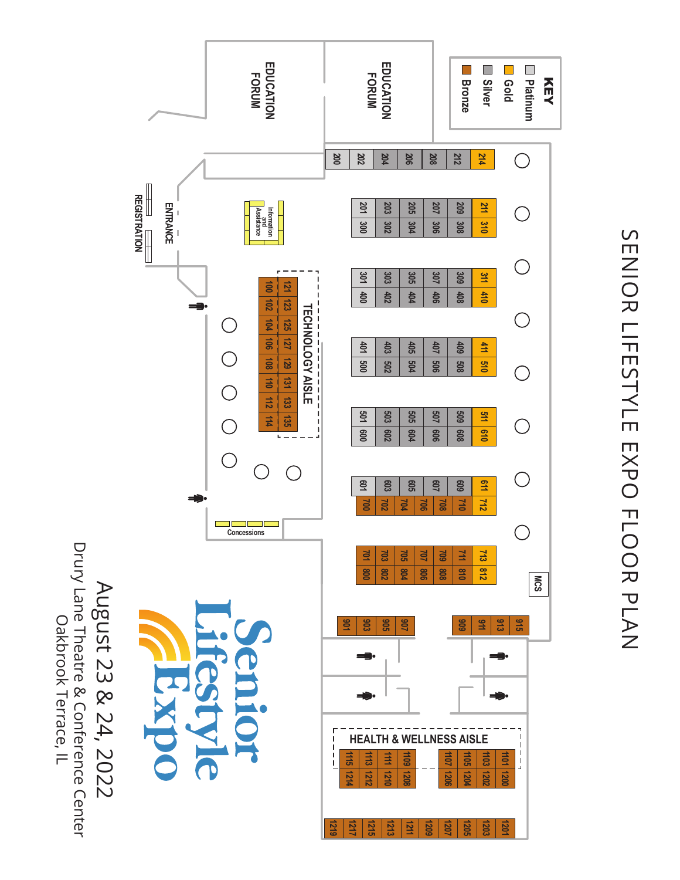# SENIOR LIFESTYLE EXPO FLOOR PLAN

**KEY**
- Platinum
- Gold
- Silver
- Bronze

EDUCATION FORUM

EDUCATION FORUM

200 202 204 206 208 212 214

201 203 205 207 209 211
300 302 304 306 308 310

301 303 305 307 309 311
400 402 404 406 408 410

401 403 405 407 409 411
500 502 504 506 508 510

501 503 505 507 509 511
600 602 604 606 608 610

601 603 605 607 609 611
700 702 704 706 708 710 712

701 703 705 707 709 711 713
800 802 804 806 808 810 812

MCS

Information and Assistance

ENTRANCE

REGISTRATION

TECHNOLOGY AISLE

121 123 125 127 129 131 133 135
100 102 104 106 108 110 112 114

Concessions

901 903 905 907

909 911 913 915

HEALTH & WELLNESS AISLE

1115 1113 1111 1109 1107 1105 1103 1101
1214 1212 1210 1208 1206 1204 1202 1200

1219 1217 1215 1213 1211 1209 1207 1205 1203 1201

Senior Lifestyle Expo

August 23 & 24, 2022

Drury Lane Theatre & Conference Center
Oakbrook Terrace, IL